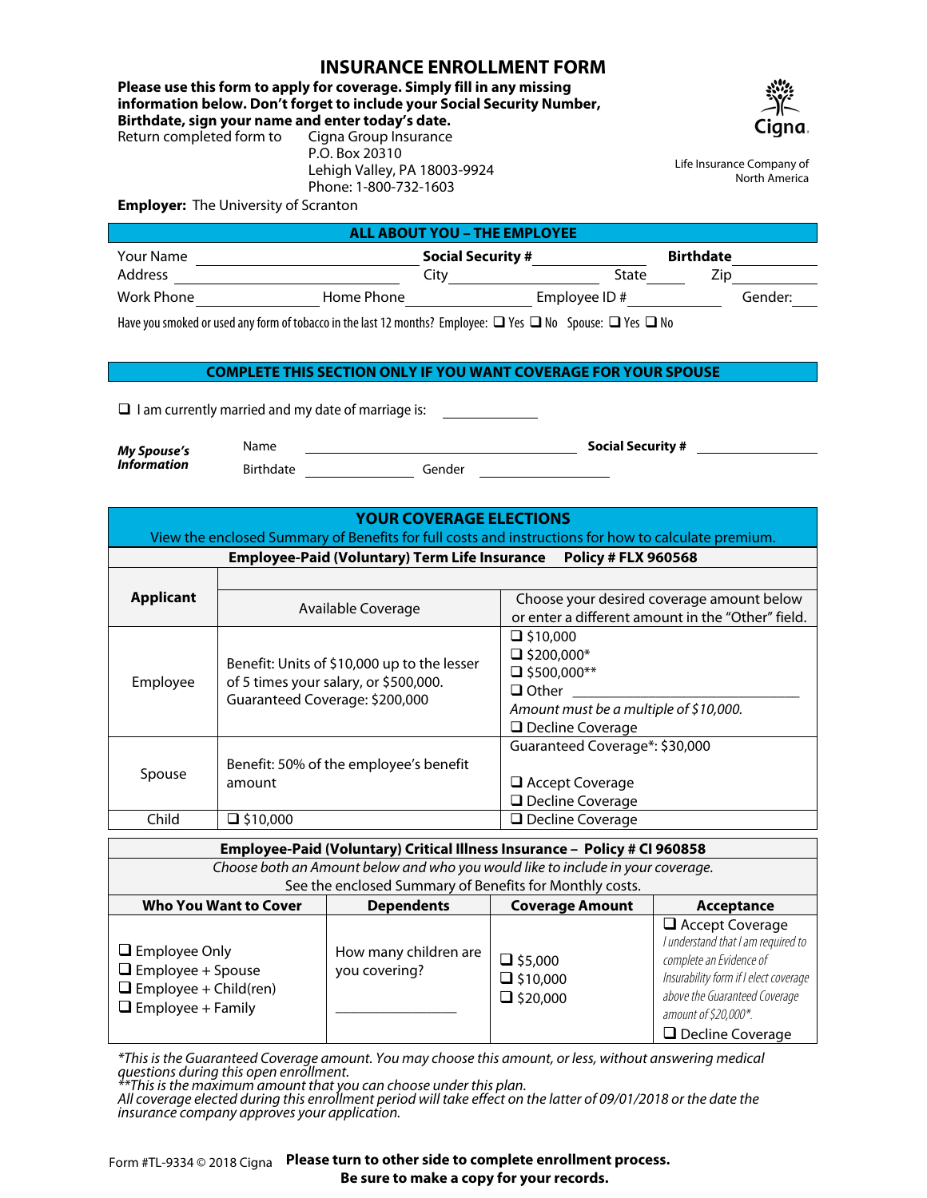# INSURANCE ENROLLMENT FORM

**Please use this form to apply for coverage. Simply fill in any missing information below. Don't forget to include your Social Security Number, Birthdate, sign your name and enter today's date.**

Return completed form to Cigna Group Insurance
P.O. Box 20310
Lehigh Valley, PA 18003-9924
Phone: 1-800-732-1603

Cigna

Life Insurance Company of North America

**Employer:** The University of Scranton

## ALL ABOUT YOU – THE EMPLOYEE

Your Name ____________ **Social Security #** ____________ **Birthdate** ____________

Address ____________ City ____________ State ______ Zip ______

Work Phone ____________ Home Phone ____________ Employee ID # ____________ Gender: ______

Have you smoked or used any form of tobacco in the last 12 months? Employee: ❑ Yes ❑ No Spouse: ❑ Yes ❑ No

## COMPLETE THIS SECTION ONLY IF YOU WANT COVERAGE FOR YOUR SPOUSE

❑ I am currently married and my date of marriage is: ____________

***My Spouse's Information***

Name ____________ **Social Security #** ____________

Birthdate ____________ Gender ____________

## YOUR COVERAGE ELECTIONS

View the enclosed Summary of Benefits for full costs and instructions for how to calculate premium.

**Employee-Paid (Voluntary) Term Life Insurance Policy # FLX 960568**

| Applicant | Available Coverage | Choose your desired coverage amount below or enter a different amount in the "Other" field. |
|---|---|---|
| Employee | Benefit: Units of $10,000 up to the lesser of 5 times your salary, or $500,000. Guaranteed Coverage: $200,000 | ❑ $10,000<br>❑ $200,000*<br>❑ $500,000**<br>❑ Other ____________<br>*Amount must be a multiple of $10,000.*<br>❑ Decline Coverage |
| Spouse | Benefit: 50% of the employee's benefit amount | Guaranteed Coverage*: $30,000<br><br>❑ Accept Coverage<br>❑ Decline Coverage |
| Child | ❑ $10,000 | ❑ Decline Coverage |

**Employee-Paid (Voluntary) Critical Illness Insurance – Policy # CI 960858**

*Choose both an Amount below and who you would like to include in your coverage.*
See the enclosed Summary of Benefits for Monthly costs.

| Who You Want to Cover | Dependents | Coverage Amount | Acceptance |
|---|---|---|---|
| ❑ Employee Only<br>❑ Employee + Spouse<br>❑ Employee + Child(ren)<br>❑ Employee + Family | How many children are you covering?<br><br>____________ | ❑ $5,000<br>❑ $10,000<br>❑ $20,000 | ❑ Accept Coverage<br>*I understand that I am required to complete an Evidence of Insurability form if I elect coverage above the Guaranteed Coverage amount of $20,000*.*<br>❑ Decline Coverage |

*\*This is the Guaranteed Coverage amount. You may choose this amount, or less, without answering medical questions during this open enrollment.*
*\*\*This is the maximum amount that you can choose under this plan.*
*All coverage elected during this enrollment period will take effect on the latter of 09/01/2018 or the date the insurance company approves your application.*

Form #TL-9334 © 2018 Cigna **Please turn to other side to complete enrollment process.**
**Be sure to make a copy for your records.**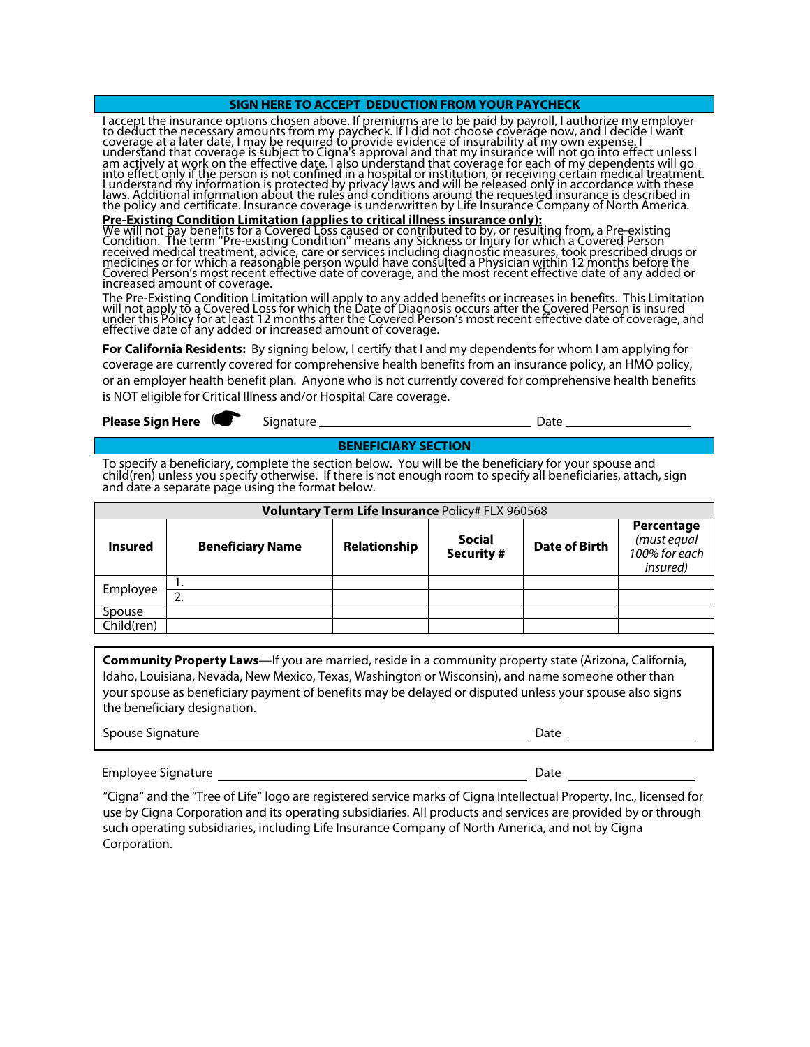## SIGN HERE TO ACCEPT DEDUCTION FROM YOUR PAYCHECK

I accept the insurance options chosen above. If premiums are to be paid by payroll, I authorize my employer to deduct the necessary amounts from my paycheck. If I did not choose coverage now, and I decide I want coverage at a later date, I may be required to provide evidence of insurability at my own expense. I understand that coverage is subject to Cigna's approval and that my insurance will not go into effect unless I am actively at work on the effective date. I also understand that coverage for each of my dependents will go into effect only if the person is not confined in a hospital or institution, or receiving certain medical treatment. I understand my information is protected by privacy laws and will be released only in accordance with these laws. Additional information about the rules and conditions around the requested insurance is described in the policy and certificate. Insurance coverage is underwritten by Life Insurance Company of North America.

**Pre-Existing Condition Limitation (applies to critical illness insurance only):**
We will not pay benefits for a Covered Loss caused or contributed to by, or resulting from, a Pre-existing Condition. The term "Pre-existing Condition" means any Sickness or Injury for which a Covered Person received medical treatment, advice, care or services including diagnostic measures, took prescribed drugs or medicines or for which a reasonable person would have consulted a Physician within 12 months before the Covered Person's most recent effective date of coverage, and the most recent effective date of any added or increased amount of coverage.

The Pre-Existing Condition Limitation will apply to any added benefits or increases in benefits. This Limitation will not apply to a Covered Loss for which the Date of Diagnosis occurs after the Covered Person is insured under this Policy for at least 12 months after the Covered Person's most recent effective date of coverage, and effective date of any added or increased amount of coverage.

**For California Residents:** By signing below, I certify that I and my dependents for whom I am applying for coverage are currently covered for comprehensive health benefits from an insurance policy, an HMO policy, or an employer health benefit plan. Anyone who is not currently covered for comprehensive health benefits is NOT eligible for Critical Illness and/or Hospital Care coverage.

**Please Sign Here** ☛ Signature ______________________ Date ______________

## BENEFICIARY SECTION

To specify a beneficiary, complete the section below. You will be the beneficiary for your spouse and child(ren) unless you specify otherwise. If there is not enough room to specify all beneficiaries, attach, sign and date a separate page using the format below.

**Voluntary Term Life Insurance** Policy# FLX 960568

| Insured | Beneficiary Name | Relationship | Social Security # | Date of Birth | Percentage *(must equal 100% for each insured)* |
|---|---|---|---|---|---|
| Employee | 1. | | | | |
| | 2. | | | | |
| Spouse | | | | | |
| Child(ren) | | | | | |

**Community Property Laws**—If you are married, reside in a community property state (Arizona, California, Idaho, Louisiana, Nevada, New Mexico, Texas, Washington or Wisconsin), and name someone other than your spouse as beneficiary payment of benefits may be delayed or disputed unless your spouse also signs the beneficiary designation.

Spouse Signature ______________________ Date ______________

Employee Signature ______________________ Date ______________

"Cigna" and the "Tree of Life" logo are registered service marks of Cigna Intellectual Property, Inc., licensed for use by Cigna Corporation and its operating subsidiaries. All products and services are provided by or through such operating subsidiaries, including Life Insurance Company of North America, and not by Cigna Corporation.